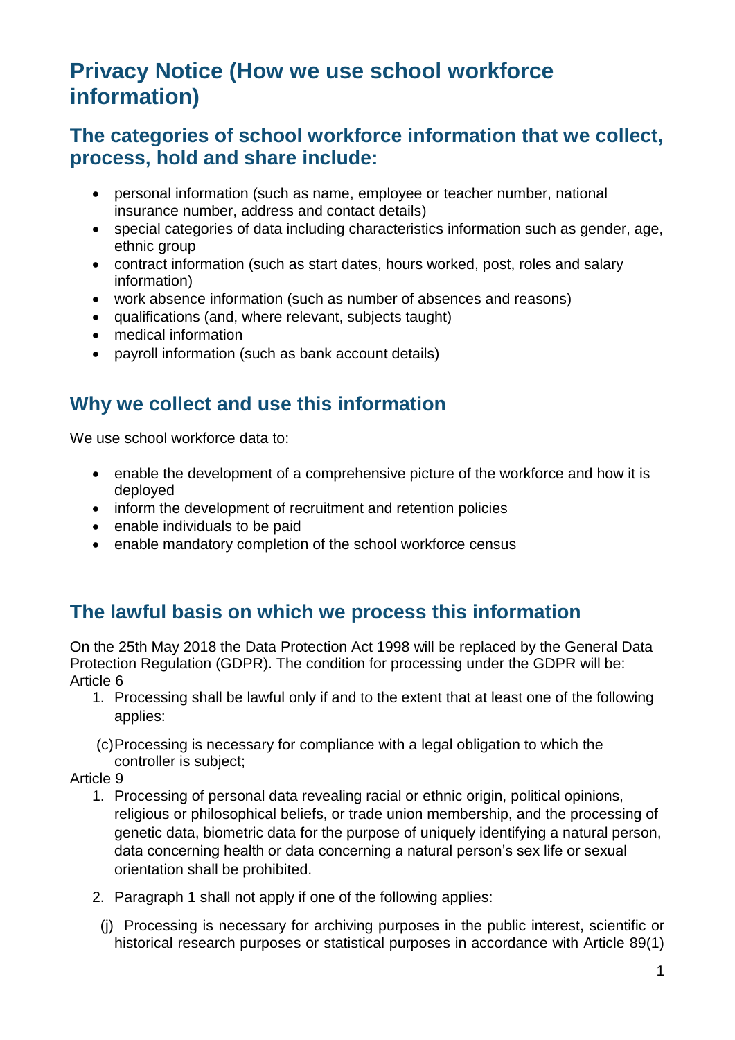# Privacy Notice (How we use school workforce information)

## The categories of school workforce information that we collect, process, hold and share include:

- personal information (such as name, employee or teacher number, national insurance number, address and contact details)
- special categories of data including characteristics information such as gender, age, ethnic group
- contract information (such as start dates, hours worked, post, roles and salary information)
- work absence information (such as number of absences and reasons)
- qualifications (and, where relevant, subjects taught)
- medical information
- payroll information (such as bank account details)

## Why we collect and use this information

We use school workforce data to:

- enable the development of a comprehensive picture of the workforce and how it is deployed
- inform the development of recruitment and retention policies
- enable individuals to be paid
- enable mandatory completion of the school workforce census

## The lawful basis on which we process this information

On the 25th May 2018 the Data Protection Act 1998 will be replaced by the General Data Protection Regulation (GDPR). The condition for processing under the GDPR will be:

Article 6

1. Processing shall be lawful only if and to the extent that at least one of the following applies:

   (c) Processing is necessary for compliance with a legal obligation to which the controller is subject;

Article 9

1. Processing of personal data revealing racial or ethnic origin, political opinions, religious or philosophical beliefs, or trade union membership, and the processing of genetic data, biometric data for the purpose of uniquely identifying a natural person, data concerning health or data concerning a natural person's sex life or sexual orientation shall be prohibited.
2. Paragraph 1 shall not apply if one of the following applies:

   (j) Processing is necessary for archiving purposes in the public interest, scientific or historical research purposes or statistical purposes in accordance with Article 89(1)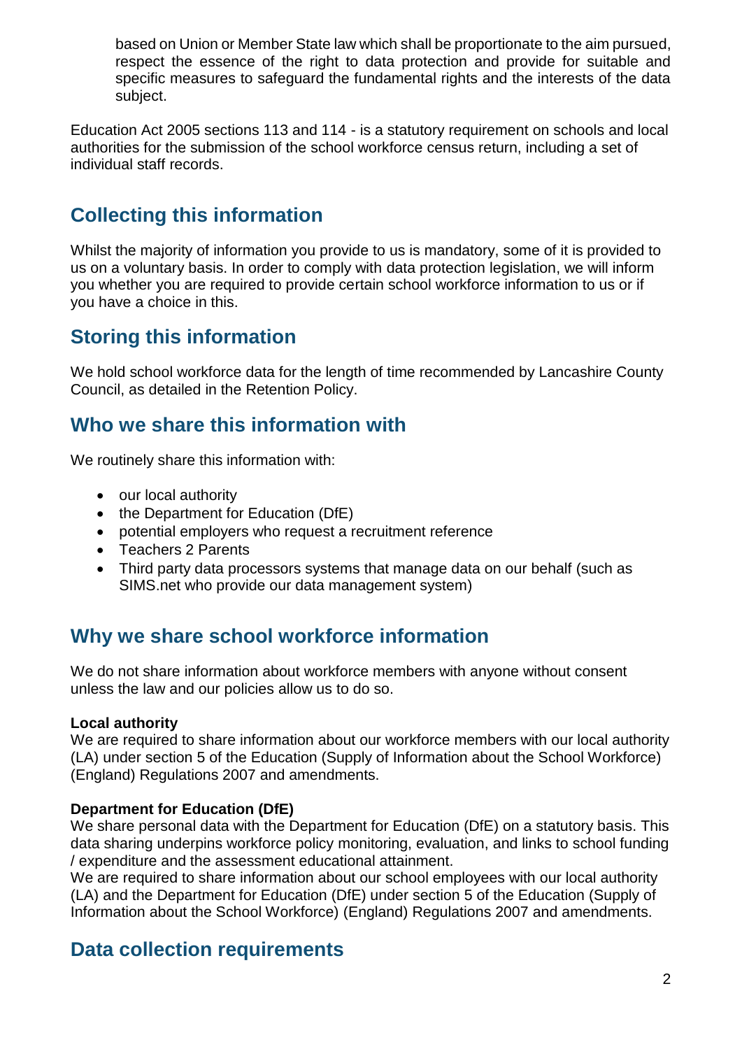based on Union or Member State law which shall be proportionate to the aim pursued, respect the essence of the right to data protection and provide for suitable and specific measures to safeguard the fundamental rights and the interests of the data subject.

Education Act 2005 sections 113 and 114 - is a statutory requirement on schools and local authorities for the submission of the school workforce census return, including a set of individual staff records.

## Collecting this information

Whilst the majority of information you provide to us is mandatory, some of it is provided to us on a voluntary basis. In order to comply with data protection legislation, we will inform you whether you are required to provide certain school workforce information to us or if you have a choice in this.

## Storing this information

We hold school workforce data for the length of time recommended by Lancashire County Council, as detailed in the Retention Policy.

## Who we share this information with

We routinely share this information with:

- our local authority
- the Department for Education (DfE)
- potential employers who request a recruitment reference
- Teachers 2 Parents
- Third party data processors systems that manage data on our behalf (such as SIMS.net who provide our data management system)

## Why we share school workforce information

We do not share information about workforce members with anyone without consent unless the law and our policies allow us to do so.

**Local authority**
We are required to share information about our workforce members with our local authority (LA) under section 5 of the Education (Supply of Information about the School Workforce) (England) Regulations 2007 and amendments.

**Department for Education (DfE)**
We share personal data with the Department for Education (DfE) on a statutory basis. This data sharing underpins workforce policy monitoring, evaluation, and links to school funding / expenditure and the assessment educational attainment.
We are required to share information about our school employees with our local authority (LA) and the Department for Education (DfE) under section 5 of the Education (Supply of Information about the School Workforce) (England) Regulations 2007 and amendments.

## Data collection requirements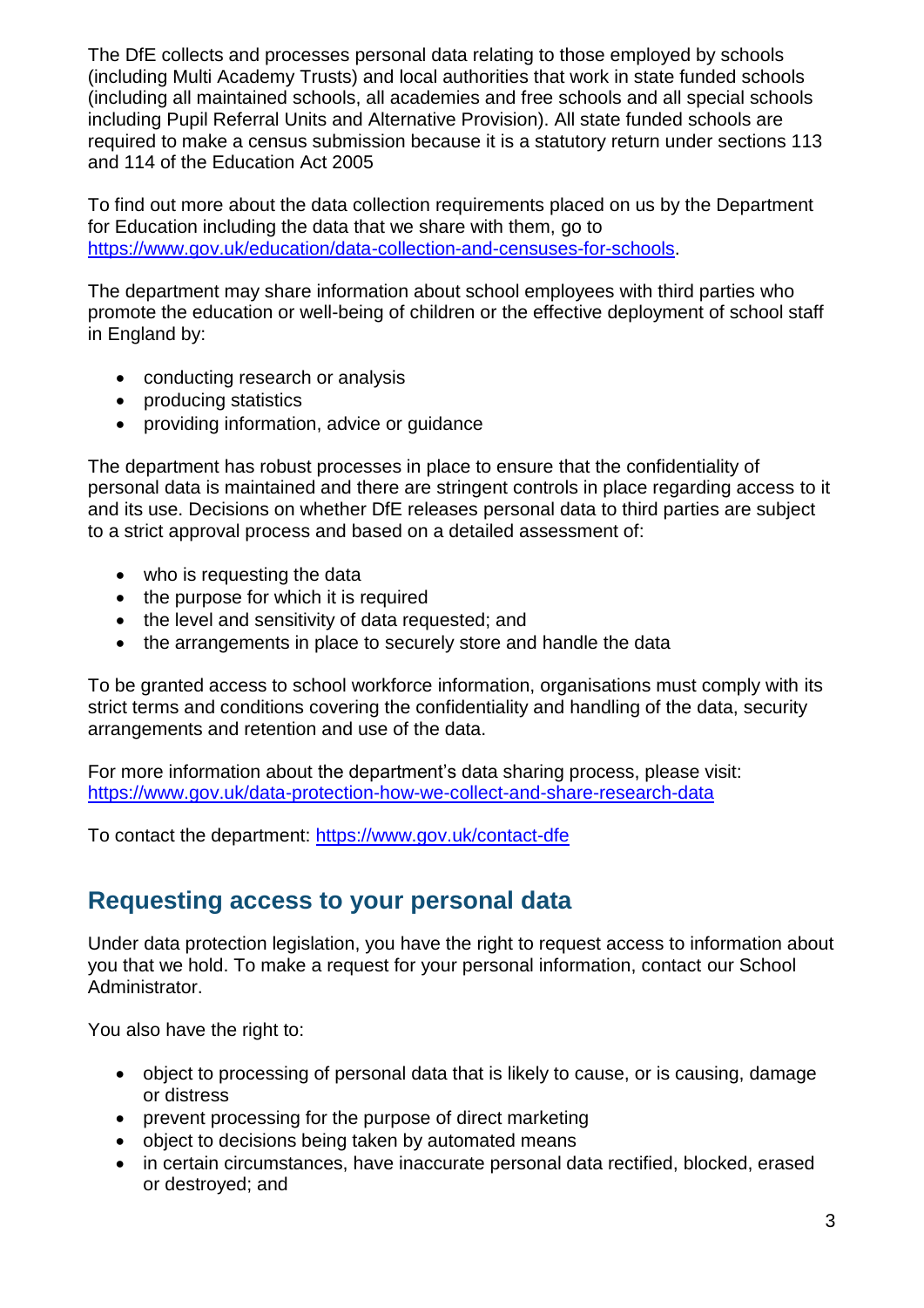The DfE collects and processes personal data relating to those employed by schools (including Multi Academy Trusts) and local authorities that work in state funded schools (including all maintained schools, all academies and free schools and all special schools including Pupil Referral Units and Alternative Provision). All state funded schools are required to make a census submission because it is a statutory return under sections 113 and 114 of the Education Act 2005

To find out more about the data collection requirements placed on us by the Department for Education including the data that we share with them, go to [https://www.gov.uk/education/data-collection-and-censuses-for-schools](https://www.gov.uk/education/data-collection-and-censuses-for-schools).

The department may share information about school employees with third parties who promote the education or well-being of children or the effective deployment of school staff in England by:

- conducting research or analysis
- producing statistics
- providing information, advice or guidance

The department has robust processes in place to ensure that the confidentiality of personal data is maintained and there are stringent controls in place regarding access to it and its use. Decisions on whether DfE releases personal data to third parties are subject to a strict approval process and based on a detailed assessment of:

- who is requesting the data
- the purpose for which it is required
- the level and sensitivity of data requested; and
- the arrangements in place to securely store and handle the data

To be granted access to school workforce information, organisations must comply with its strict terms and conditions covering the confidentiality and handling of the data, security arrangements and retention and use of the data.

For more information about the department's data sharing process, please visit: [https://www.gov.uk/data-protection-how-we-collect-and-share-research-data](https://www.gov.uk/data-protection-how-we-collect-and-share-research-data)

To contact the department: [https://www.gov.uk/contact-dfe](https://www.gov.uk/contact-dfe)

## Requesting access to your personal data

Under data protection legislation, you have the right to request access to information about you that we hold. To make a request for your personal information, contact our School Administrator.

You also have the right to:

- object to processing of personal data that is likely to cause, or is causing, damage or distress
- prevent processing for the purpose of direct marketing
- object to decisions being taken by automated means
- in certain circumstances, have inaccurate personal data rectified, blocked, erased or destroyed; and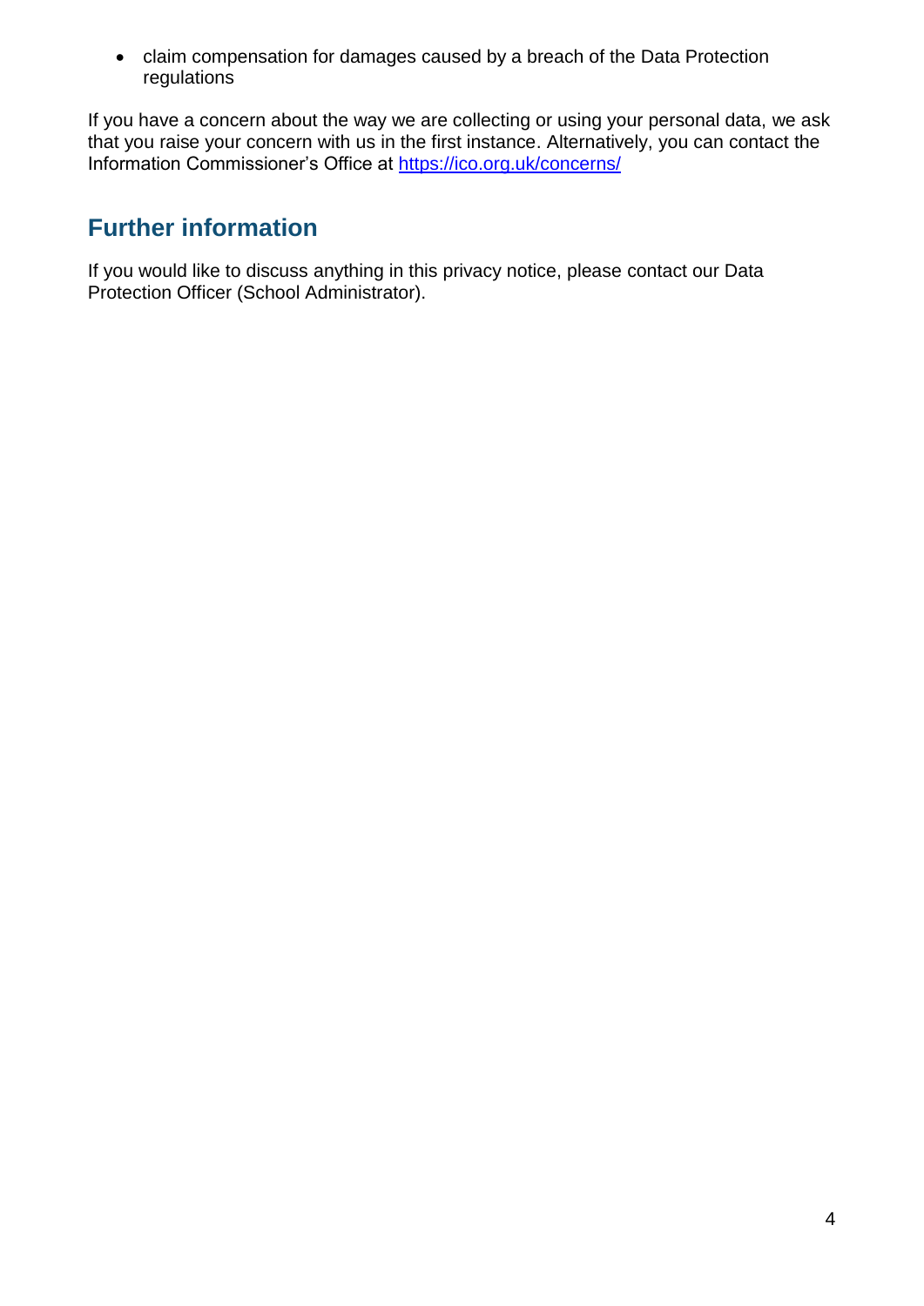- claim compensation for damages caused by a breach of the Data Protection regulations

If you have a concern about the way we are collecting or using your personal data, we ask that you raise your concern with us in the first instance. Alternatively, you can contact the Information Commissioner's Office at https://ico.org.uk/concerns/

## Further information

If you would like to discuss anything in this privacy notice, please contact our Data Protection Officer (School Administrator).